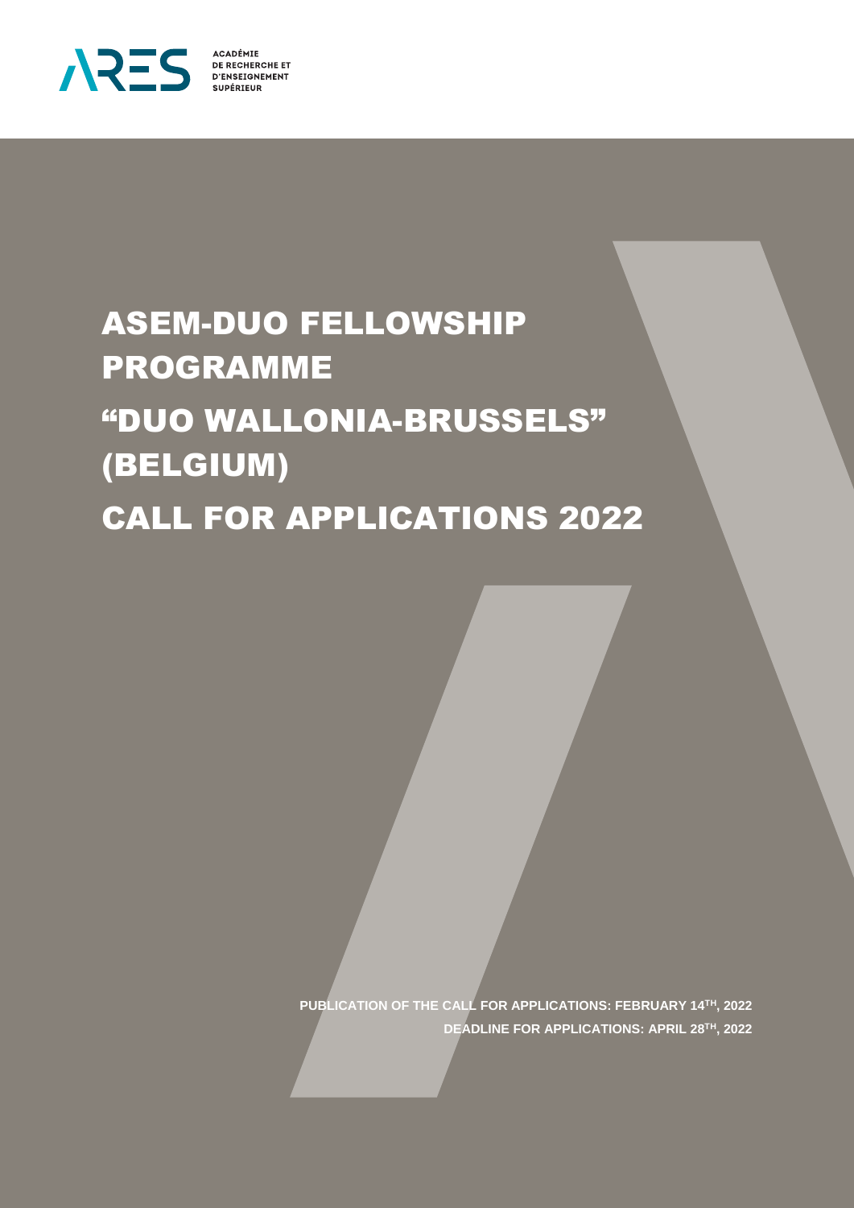ACADÉMIE
DE RECHERCHE ET
D'ENSEIGNEMENT
SUPÉRIEUR

# ASEM-DUO FELLOWSHIP PROGRAMME

# "DUO WALLONIA-BRUSSELS" (BELGIUM)

# CALL FOR APPLICATIONS 2022

**PUBLICATION OF THE CALL FOR APPLICATIONS: FEBRUARY 14TH, 2022**

**DEADLINE FOR APPLICATIONS: APRIL 28TH, 2022**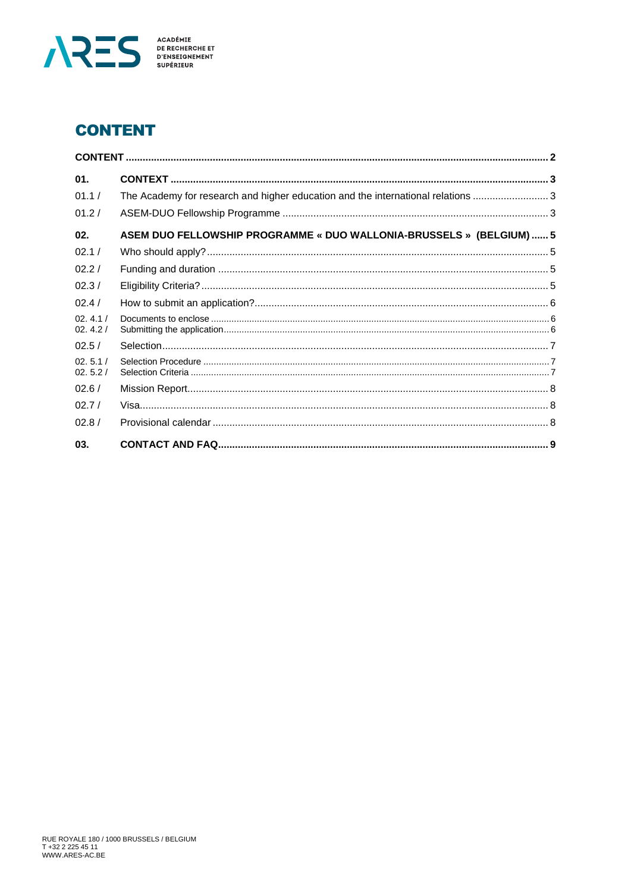# CONTENT

| | | |
|---|---|---|
| **CONTENT** | | **2** |
| **01.** | **CONTEXT** | **3** |
| 01.1 / | The Academy for research and higher education and the international relations | 3 |
| 01.2 / | ASEM-DUO Fellowship Programme | 3 |
| **02.** | **ASEM DUO FELLOWSHIP PROGRAMME « DUO WALLONIA-BRUSSELS » (BELGIUM)** | **5** |
| 02.1 / | Who should apply? | 5 |
| 02.2 / | Funding and duration | 5 |
| 02.3 / | Eligibility Criteria? | 5 |
| 02.4 / | How to submit an application? | 6 |
| 02. 4.1 / | Documents to enclose | 6 |
| 02. 4.2 / | Submitting the application | 6 |
| 02.5 / | Selection | 7 |
| 02. 5.1 / | Selection Procedure | 7 |
| 02. 5.2 / | Selection Criteria | 7 |
| 02.6 / | Mission Report | 8 |
| 02.7 / | Visa | 8 |
| 02.8 / | Provisional calendar | 8 |
| **03.** | **CONTACT AND FAQ** | **9** |

RUE ROYALE 180 / 1000 BRUSSELS / BELGIUM
T +32 2 225 45 11
WWW.ARES-AC.BE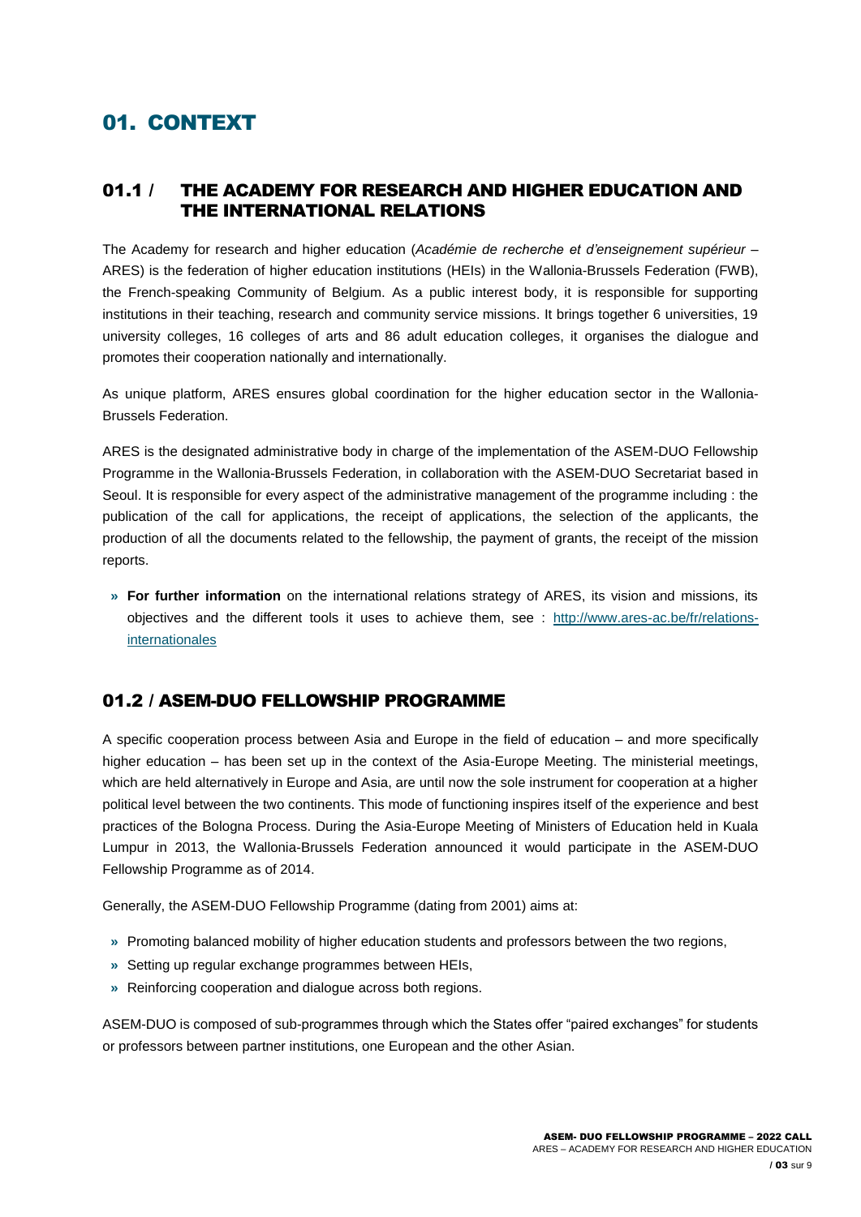# 01. CONTEXT

## 01.1 / THE ACADEMY FOR RESEARCH AND HIGHER EDUCATION AND THE INTERNATIONAL RELATIONS

The Academy for research and higher education (*Académie de recherche et d'enseignement supérieur* – ARES) is the federation of higher education institutions (HEIs) in the Wallonia-Brussels Federation (FWB), the French-speaking Community of Belgium. As a public interest body, it is responsible for supporting institutions in their teaching, research and community service missions. It brings together 6 universities, 19 university colleges, 16 colleges of arts and 86 adult education colleges, it organises the dialogue and promotes their cooperation nationally and internationally.

As unique platform, ARES ensures global coordination for the higher education sector in the Wallonia-Brussels Federation.

ARES is the designated administrative body in charge of the implementation of the ASEM-DUO Fellowship Programme in the Wallonia-Brussels Federation, in collaboration with the ASEM-DUO Secretariat based in Seoul. It is responsible for every aspect of the administrative management of the programme including : the publication of the call for applications, the receipt of applications, the selection of the applicants, the production of all the documents related to the fellowship, the payment of grants, the receipt of the mission reports.

» **For further information** on the international relations strategy of ARES, its vision and missions, its objectives and the different tools it uses to achieve them, see : [http://www.ares-ac.be/fr/relations-internationales](http://www.ares-ac.be/fr/relations-internationales)

## 01.2 / ASEM-DUO FELLOWSHIP PROGRAMME

A specific cooperation process between Asia and Europe in the field of education – and more specifically higher education – has been set up in the context of the Asia-Europe Meeting. The ministerial meetings, which are held alternatively in Europe and Asia, are until now the sole instrument for cooperation at a higher political level between the two continents. This mode of functioning inspires itself of the experience and best practices of the Bologna Process. During the Asia-Europe Meeting of Ministers of Education held in Kuala Lumpur in 2013, the Wallonia-Brussels Federation announced it would participate in the ASEM-DUO Fellowship Programme as of 2014.

Generally, the ASEM-DUO Fellowship Programme (dating from 2001) aims at:

- Promoting balanced mobility of higher education students and professors between the two regions,
- Setting up regular exchange programmes between HEIs,
- Reinforcing cooperation and dialogue across both regions.

ASEM-DUO is composed of sub-programmes through which the States offer "paired exchanges" for students or professors between partner institutions, one European and the other Asian.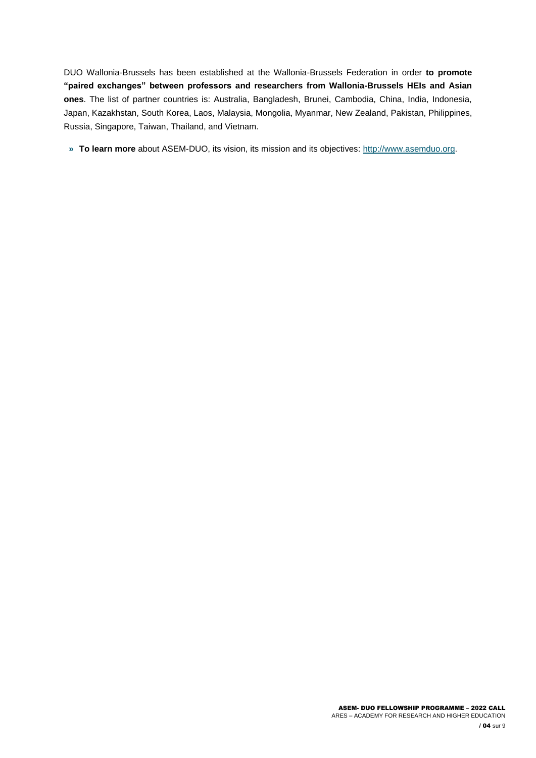DUO Wallonia-Brussels has been established at the Wallonia-Brussels Federation in order **to promote "paired exchanges" between professors and researchers from Wallonia-Brussels HEIs and Asian ones**. The list of partner countries is: Australia, Bangladesh, Brunei, Cambodia, China, India, Indonesia, Japan, Kazakhstan, South Korea, Laos, Malaysia, Mongolia, Myanmar, New Zealand, Pakistan, Philippines, Russia, Singapore, Taiwan, Thailand, and Vietnam.

» **To learn more** about ASEM-DUO, its vision, its mission and its objectives: [http://www.asemduo.org](http://www.asemduo.org).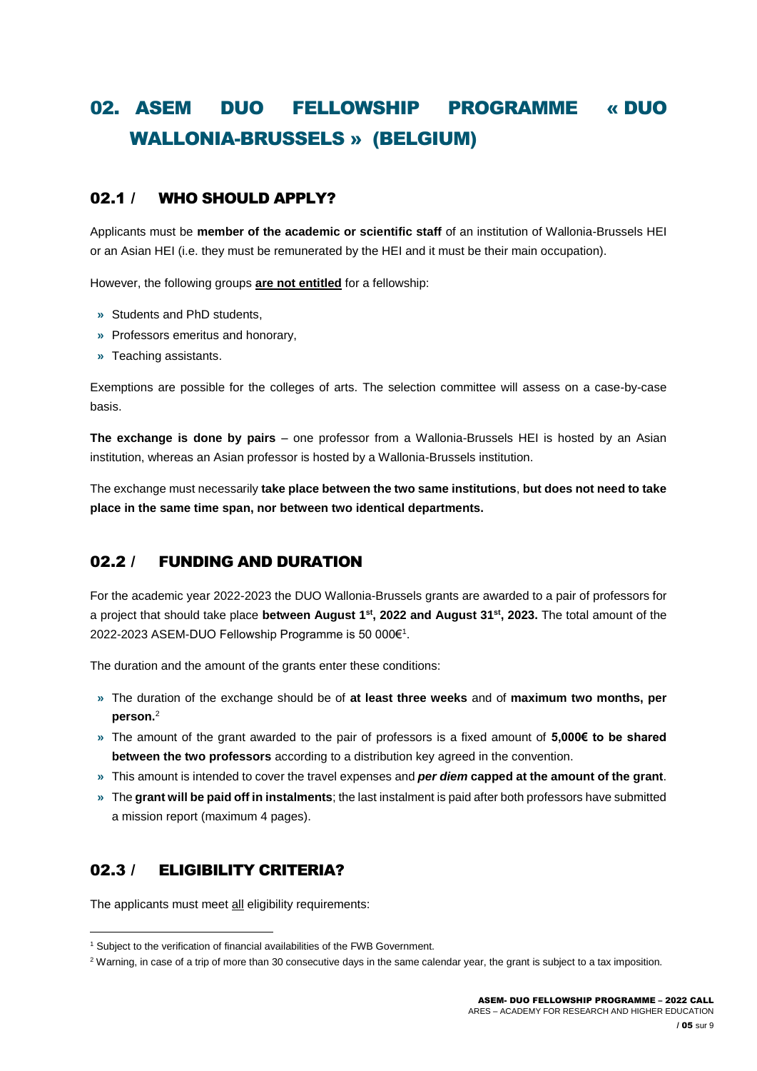# 02. ASEM DUO FELLOWSHIP PROGRAMME « DUO WALLONIA-BRUSSELS » (BELGIUM)

## 02.1 / WHO SHOULD APPLY?

Applicants must be **member of the academic or scientific staff** of an institution of Wallonia-Brussels HEI or an Asian HEI (i.e. they must be remunerated by the HEI and it must be their main occupation).

However, the following groups **<u>are not entitled</u>** for a fellowship:

- Students and PhD students,
- Professors emeritus and honorary,
- Teaching assistants.

Exemptions are possible for the colleges of arts. The selection committee will assess on a case-by-case basis.

**The exchange is done by pairs** – one professor from a Wallonia-Brussels HEI is hosted by an Asian institution, whereas an Asian professor is hosted by a Wallonia-Brussels institution.

The exchange must necessarily **take place between the two same institutions**, **but does not need to take place in the same time span, nor between two identical departments.**

## 02.2 / FUNDING AND DURATION

For the academic year 2022-2023 the DUO Wallonia-Brussels grants are awarded to a pair of professors for a project that should take place **between August 1st, 2022 and August 31st, 2023.** The total amount of the 2022-2023 ASEM-DUO Fellowship Programme is 50 000€[1].

The duration and the amount of the grants enter these conditions:

- The duration of the exchange should be of **at least three weeks** and of **maximum two months, per person.**[2]
- The amount of the grant awarded to the pair of professors is a fixed amount of **5,000€ to be shared between the two professors** according to a distribution key agreed in the convention.
- This amount is intended to cover the travel expenses and ***per diem*** **capped at the amount of the grant**.
- The **grant will be paid off in instalments**; the last instalment is paid after both professors have submitted a mission report (maximum 4 pages).

## 02.3 / ELIGIBILITY CRITERIA?

The applicants must meet <u>all</u> eligibility requirements:

---

[1] Subject to the verification of financial availabilities of the FWB Government.

[2] Warning, in case of a trip of more than 30 consecutive days in the same calendar year, the grant is subject to a tax imposition.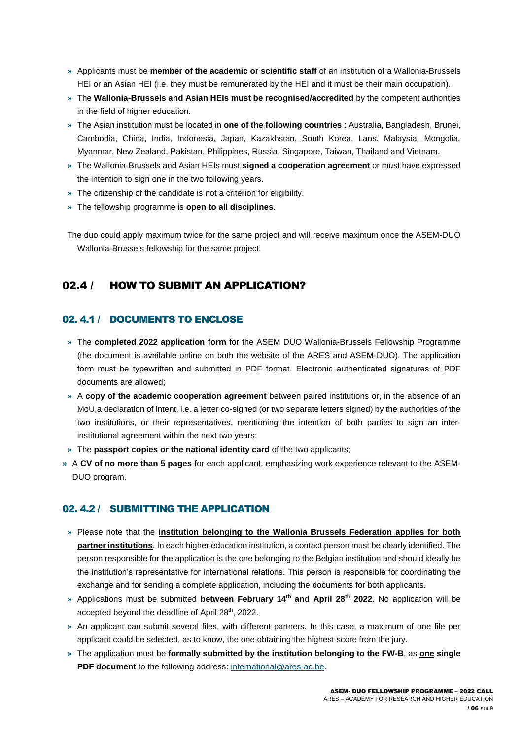- Applicants must be **member of the academic or scientific staff** of an institution of a Wallonia-Brussels HEI or an Asian HEI (i.e. they must be remunerated by the HEI and it must be their main occupation).
- The **Wallonia-Brussels and Asian HEIs must be recognised/accredited** by the competent authorities in the field of higher education.
- The Asian institution must be located in **one of the following countries** : Australia, Bangladesh, Brunei, Cambodia, China, India, Indonesia, Japan, Kazakhstan, South Korea, Laos, Malaysia, Mongolia, Myanmar, New Zealand, Pakistan, Philippines, Russia, Singapore, Taiwan, Thailand and Vietnam.
- The Wallonia-Brussels and Asian HEIs must **signed a cooperation agreement** or must have expressed the intention to sign one in the two following years.
- The citizenship of the candidate is not a criterion for eligibility.
- The fellowship programme is **open to all disciplines**.

The duo could apply maximum twice for the same project and will receive maximum once the ASEM-DUO Wallonia-Brussels fellowship for the same project.

## 02.4 / HOW TO SUBMIT AN APPLICATION?

### 02. 4.1 / DOCUMENTS TO ENCLOSE

- The **completed 2022 application form** for the ASEM DUO Wallonia-Brussels Fellowship Programme (the document is available online on both the website of the ARES and ASEM-DUO). The application form must be typewritten and submitted in PDF format. Electronic authenticated signatures of PDF documents are allowed;
- A **copy of the academic cooperation agreement** between paired institutions or, in the absence of an MoU,a declaration of intent, i.e. a letter co-signed (or two separate letters signed) by the authorities of the two institutions, or their representatives, mentioning the intention of both parties to sign an inter-institutional agreement within the next two years;
- The **passport copies or the national identity card** of the two applicants;
- A **CV of no more than 5 pages** for each applicant, emphasizing work experience relevant to the ASEM-DUO program.

### 02. 4.2 / SUBMITTING THE APPLICATION

- Please note that the **institution belonging to the Wallonia Brussels Federation applies for both partner institutions**. In each higher education institution, a contact person must be clearly identified. The person responsible for the application is the one belonging to the Belgian institution and should ideally be the institution's representative for international relations. This person is responsible for coordinating the exchange and for sending a complete application, including the documents for both applicants.
- Applications must be submitted **between February 14th and April 28th 2022**. No application will be accepted beyond the deadline of April 28th, 2022.
- An applicant can submit several files, with different partners. In this case, a maximum of one file per applicant could be selected, as to know, the one obtaining the highest score from the jury.
- The application must be **formally submitted by the institution belonging to the FW-B**, as **one single PDF document** to the following address: international@ares-ac.be.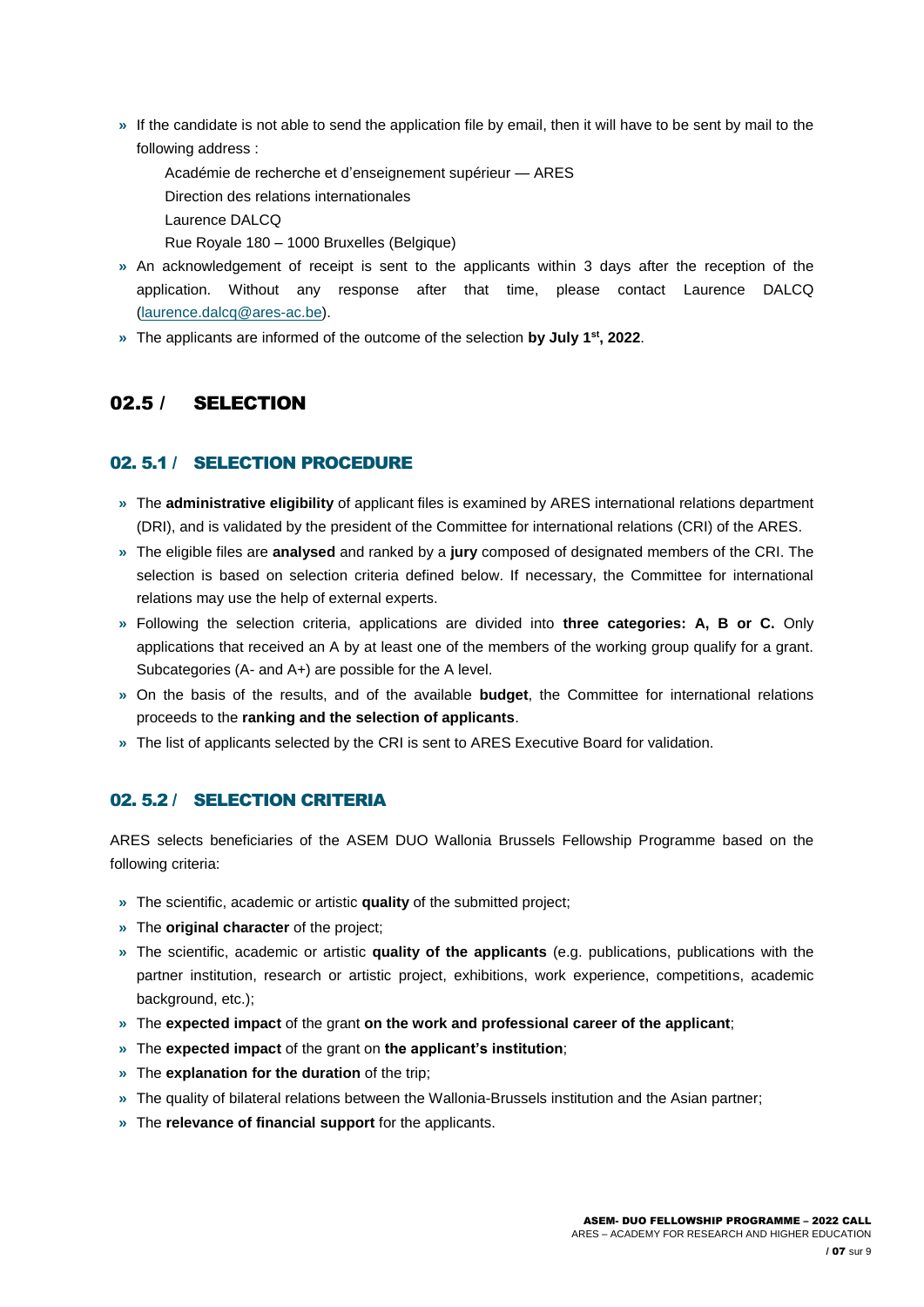- If the candidate is not able to send the application file by email, then it will have to be sent by mail to the following address :

  Académie de recherche et d'enseignement supérieur — ARES
  Direction des relations internationales
  Laurence DALCQ
  Rue Royale 180 – 1000 Bruxelles (Belgique)

- An acknowledgement of receipt is sent to the applicants within 3 days after the reception of the application. Without any response after that time, please contact Laurence DALCQ (laurence.dalcq@ares-ac.be).
- The applicants are informed of the outcome of the selection **by July 1st, 2022**.

## 02.5 / SELECTION

### 02. 5.1 / SELECTION PROCEDURE

- The **administrative eligibility** of applicant files is examined by ARES international relations department (DRI), and is validated by the president of the Committee for international relations (CRI) of the ARES.
- The eligible files are **analysed** and ranked by a **jury** composed of designated members of the CRI. The selection is based on selection criteria defined below. If necessary, the Committee for international relations may use the help of external experts.
- Following the selection criteria, applications are divided into **three categories: A, B or C.** Only applications that received an A by at least one of the members of the working group qualify for a grant. Subcategories (A- and A+) are possible for the A level.
- On the basis of the results, and of the available **budget**, the Committee for international relations proceeds to the **ranking and the selection of applicants**.
- The list of applicants selected by the CRI is sent to ARES Executive Board for validation.

### 02. 5.2 / SELECTION CRITERIA

ARES selects beneficiaries of the ASEM DUO Wallonia Brussels Fellowship Programme based on the following criteria:

- The scientific, academic or artistic **quality** of the submitted project;
- The **original character** of the project;
- The scientific, academic or artistic **quality of the applicants** (e.g. publications, publications with the partner institution, research or artistic project, exhibitions, work experience, competitions, academic background, etc.);
- The **expected impact** of the grant **on the work and professional career of the applicant**;
- The **expected impact** of the grant on **the applicant's institution**;
- The **explanation for the duration** of the trip;
- The quality of bilateral relations between the Wallonia-Brussels institution and the Asian partner;
- The **relevance of financial support** for the applicants.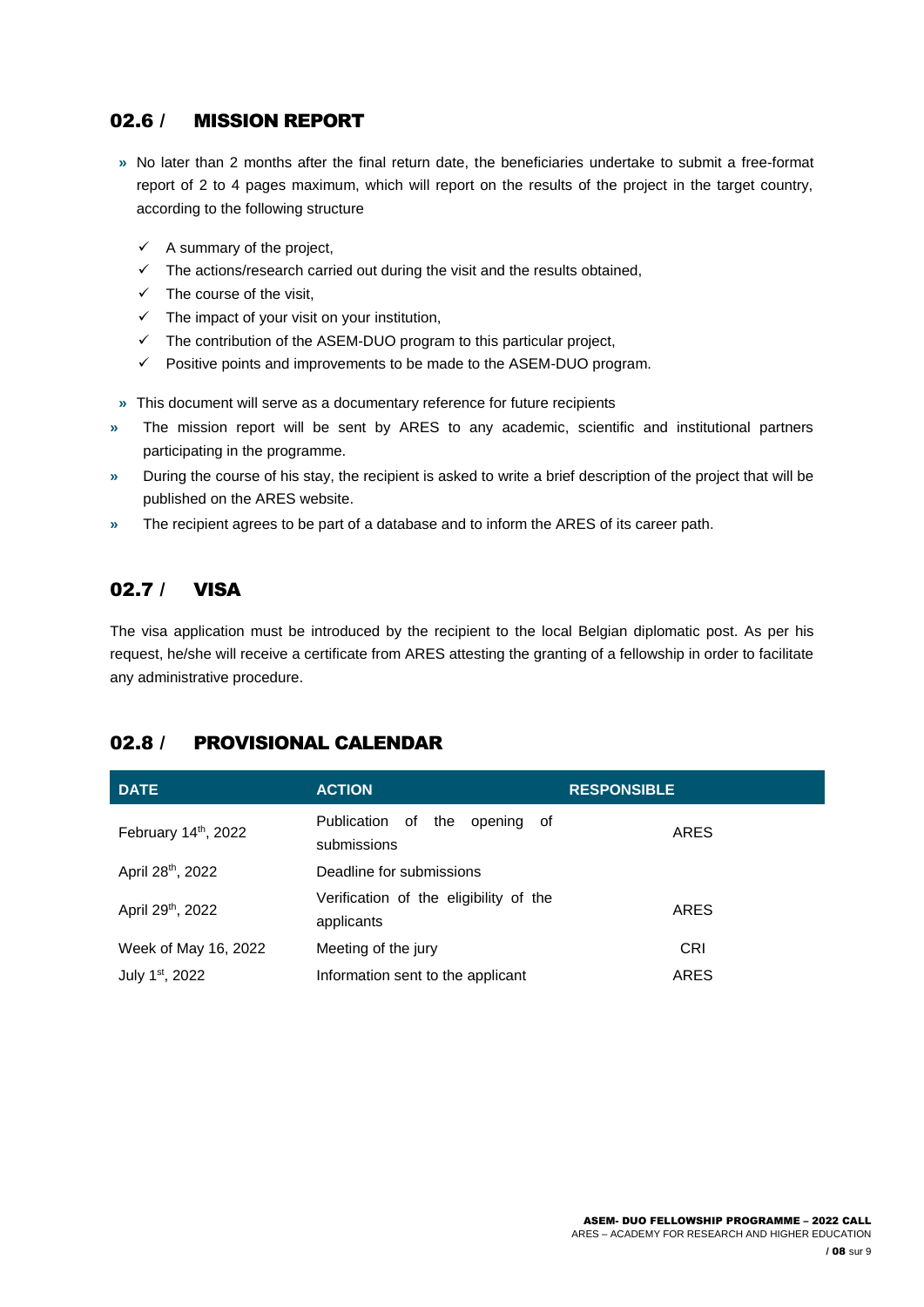## 02.6 / MISSION REPORT

- No later than 2 months after the final return date, the beneficiaries undertake to submit a free-format report of 2 to 4 pages maximum, which will report on the results of the project in the target country, according to the following structure
  - ✓ A summary of the project,
  - ✓ The actions/research carried out during the visit and the results obtained,
  - ✓ The course of the visit,
  - ✓ The impact of your visit on your institution,
  - ✓ The contribution of the ASEM-DUO program to this particular project,
  - ✓ Positive points and improvements to be made to the ASEM-DUO program.
- This document will serve as a documentary reference for future recipients
- The mission report will be sent by ARES to any academic, scientific and institutional partners participating in the programme.
- During the course of his stay, the recipient is asked to write a brief description of the project that will be published on the ARES website.
- The recipient agrees to be part of a database and to inform the ARES of its career path.

## 02.7 / VISA

The visa application must be introduced by the recipient to the local Belgian diplomatic post. As per his request, he/she will receive a certificate from ARES attesting the granting of a fellowship in order to facilitate any administrative procedure.

## 02.8 / PROVISIONAL CALENDAR

| DATE | ACTION | RESPONSIBLE |
|---|---|---|
| February 14th, 2022 | Publication of the opening of submissions | ARES |
| April 28th, 2022 | Deadline for submissions | |
| April 29th, 2022 | Verification of the eligibility of the applicants | ARES |
| Week of May 16, 2022 | Meeting of the jury | CRI |
| July 1st, 2022 | Information sent to the applicant | ARES |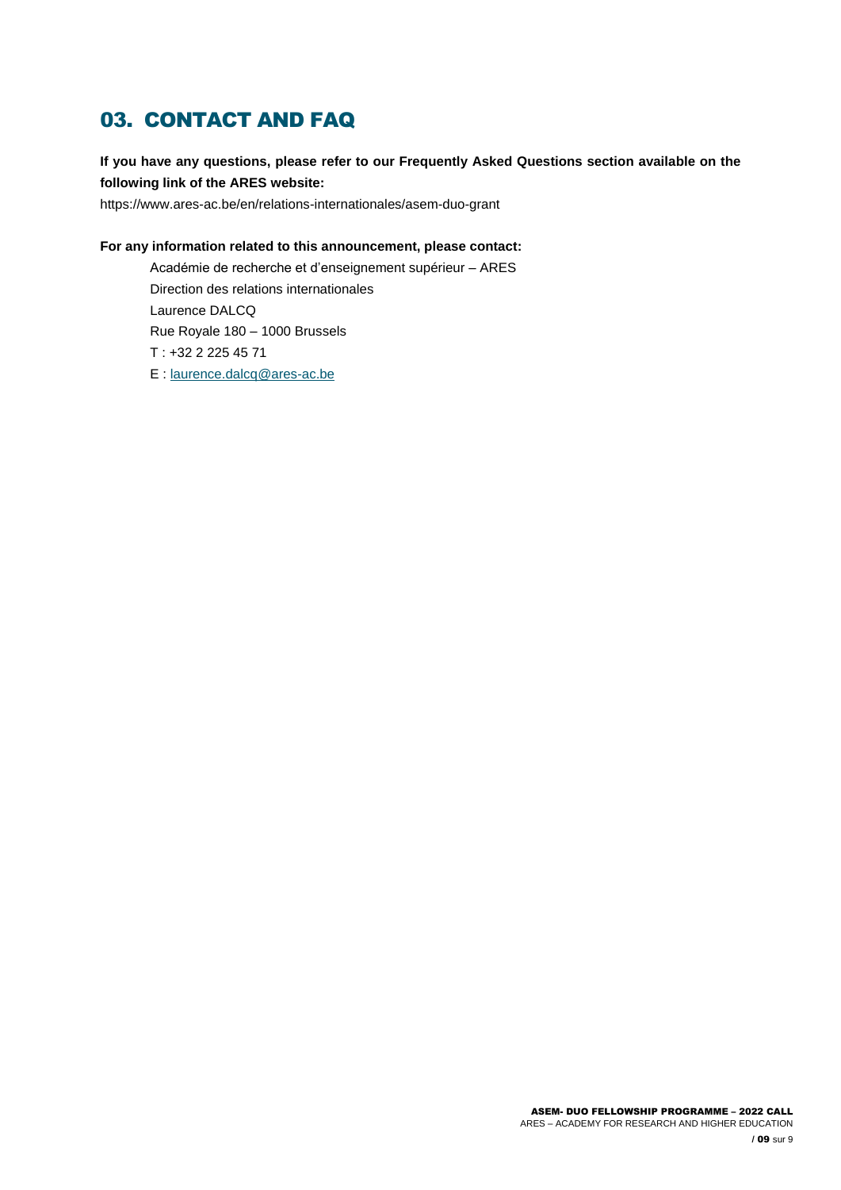# 03. CONTACT AND FAQ

**If you have any questions, please refer to our Frequently Asked Questions section available on the following link of the ARES website:**

https://www.ares-ac.be/en/relations-internationales/asem-duo-grant

**For any information related to this announcement, please contact:**

Académie de recherche et d'enseignement supérieur – ARES
Direction des relations internationales
Laurence DALCQ
Rue Royale 180 – 1000 Brussels
T : +32 2 225 45 71
E : laurence.dalcq@ares-ac.be